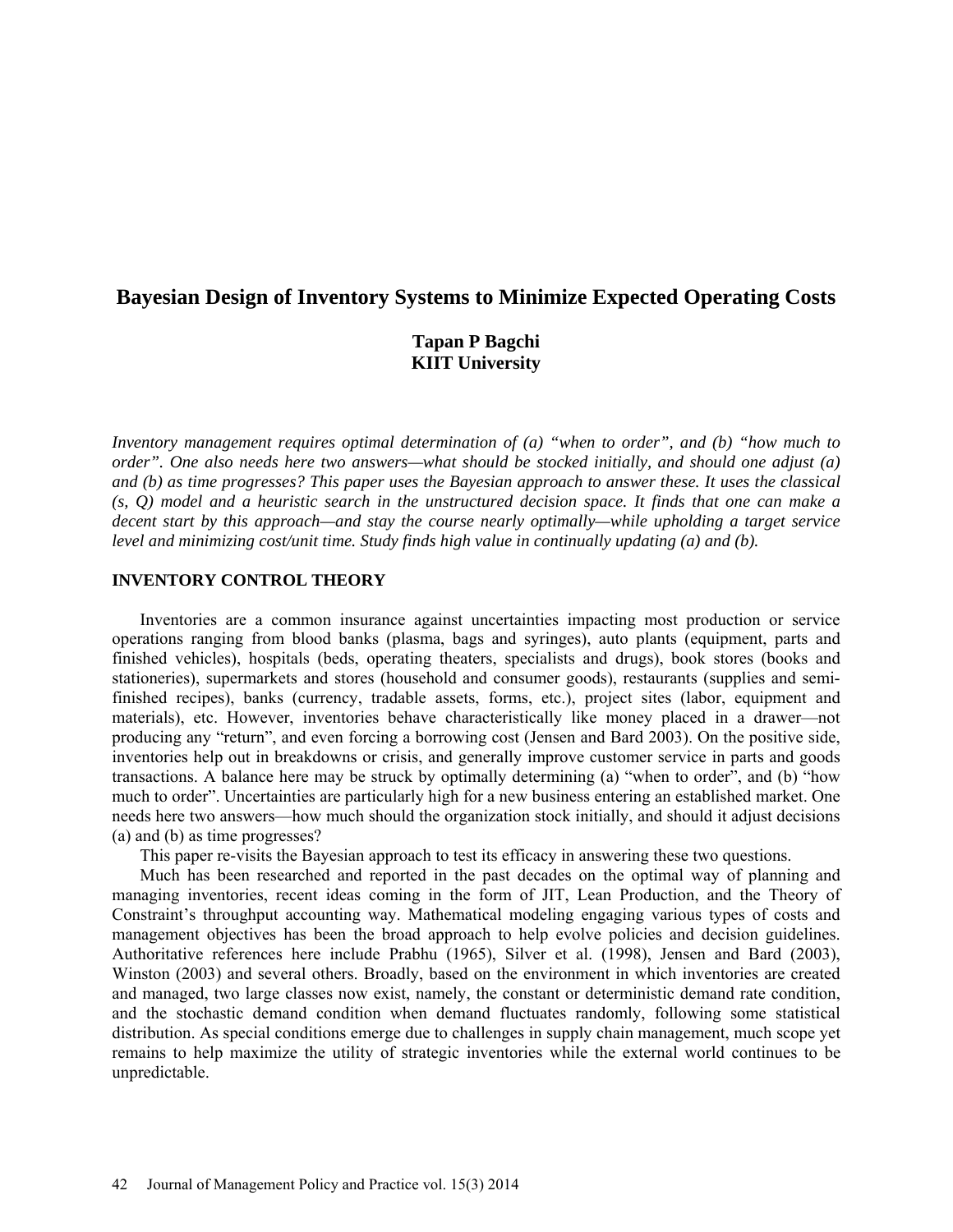# Bayesian Design of Inventory Systems to Minimize Expected Operating Costs

**Tapan P Bagchi**
**KIIT University**

*Inventory management requires optimal determination of (a) "when to order", and (b) "how much to order". One also needs here two answers—what should be stocked initially, and should one adjust (a) and (b) as time progresses? This paper uses the Bayesian approach to answer these. It uses the classical (s, Q) model and a heuristic search in the unstructured decision space. It finds that one can make a decent start by this approach—and stay the course nearly optimally—while upholding a target service level and minimizing cost/unit time. Study finds high value in continually updating (a) and (b).*

## INVENTORY CONTROL THEORY

Inventories are a common insurance against uncertainties impacting most production or service operations ranging from blood banks (plasma, bags and syringes), auto plants (equipment, parts and finished vehicles), hospitals (beds, operating theaters, specialists and drugs), book stores (books and stationeries), supermarkets and stores (household and consumer goods), restaurants (supplies and semi-finished recipes), banks (currency, tradable assets, forms, etc.), project sites (labor, equipment and materials), etc. However, inventories behave characteristically like money placed in a drawer—not producing any "return", and even forcing a borrowing cost (Jensen and Bard 2003). On the positive side, inventories help out in breakdowns or crisis, and generally improve customer service in parts and goods transactions. A balance here may be struck by optimally determining (a) "when to order", and (b) "how much to order". Uncertainties are particularly high for a new business entering an established market. One needs here two answers—how much should the organization stock initially, and should it adjust decisions (a) and (b) as time progresses?

This paper re-visits the Bayesian approach to test its efficacy in answering these two questions.

Much has been researched and reported in the past decades on the optimal way of planning and managing inventories, recent ideas coming in the form of JIT, Lean Production, and the Theory of Constraint's throughput accounting way. Mathematical modeling engaging various types of costs and management objectives has been the broad approach to help evolve policies and decision guidelines. Authoritative references here include Prabhu (1965), Silver et al. (1998), Jensen and Bard (2003), Winston (2003) and several others. Broadly, based on the environment in which inventories are created and managed, two large classes now exist, namely, the constant or deterministic demand rate condition, and the stochastic demand condition when demand fluctuates randomly, following some statistical distribution. As special conditions emerge due to challenges in supply chain management, much scope yet remains to help maximize the utility of strategic inventories while the external world continues to be unpredictable.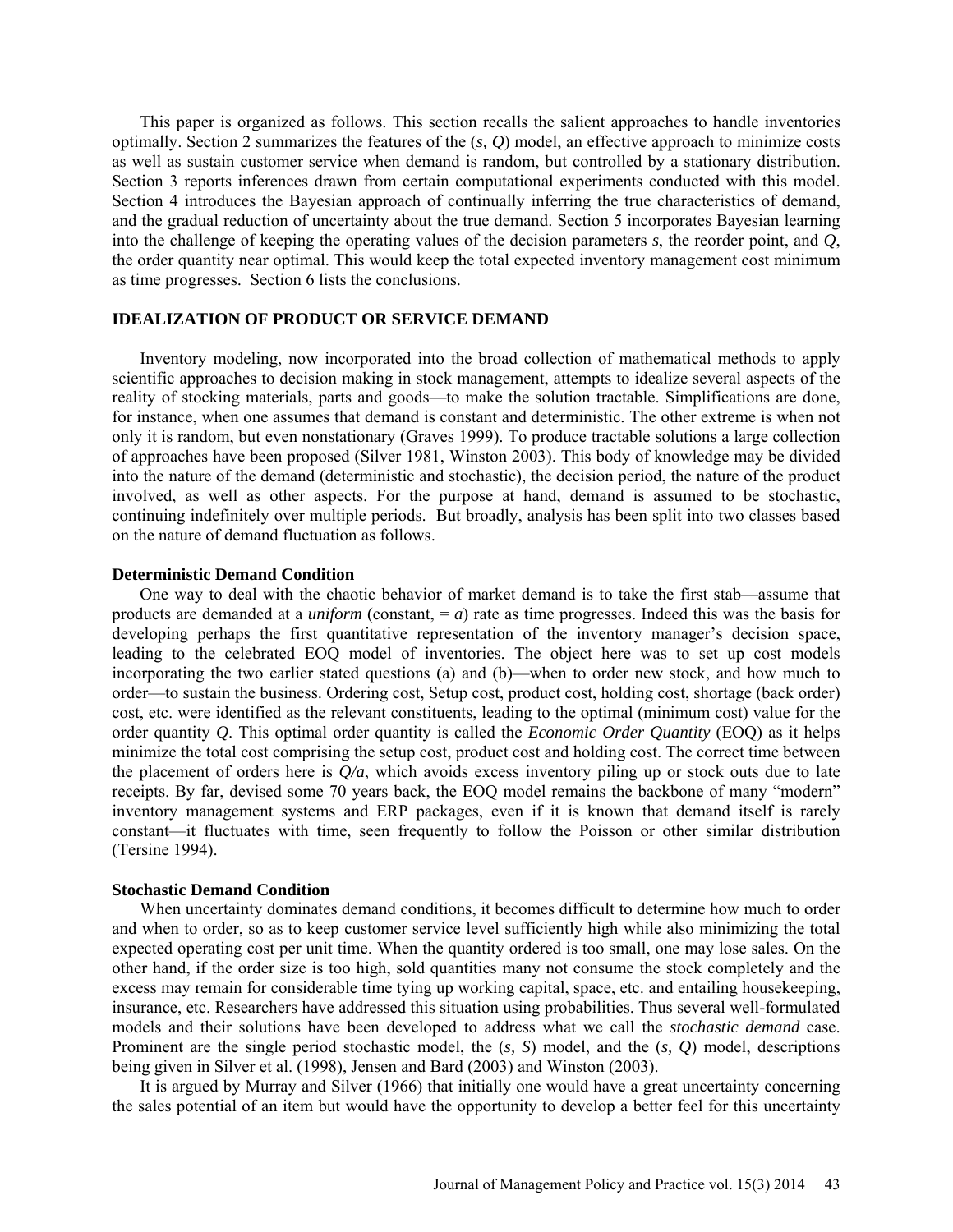This paper is organized as follows. This section recalls the salient approaches to handle inventories optimally. Section 2 summarizes the features of the (*s, Q*) model, an effective approach to minimize costs as well as sustain customer service when demand is random, but controlled by a stationary distribution. Section 3 reports inferences drawn from certain computational experiments conducted with this model. Section 4 introduces the Bayesian approach of continually inferring the true characteristics of demand, and the gradual reduction of uncertainty about the true demand. Section 5 incorporates Bayesian learning into the challenge of keeping the operating values of the decision parameters *s*, the reorder point, and *Q*, the order quantity near optimal. This would keep the total expected inventory management cost minimum as time progresses. Section 6 lists the conclusions.

## IDEALIZATION OF PRODUCT OR SERVICE DEMAND

Inventory modeling, now incorporated into the broad collection of mathematical methods to apply scientific approaches to decision making in stock management, attempts to idealize several aspects of the reality of stocking materials, parts and goods—to make the solution tractable. Simplifications are done, for instance, when one assumes that demand is constant and deterministic. The other extreme is when not only it is random, but even nonstationary (Graves 1999). To produce tractable solutions a large collection of approaches have been proposed (Silver 1981, Winston 2003). This body of knowledge may be divided into the nature of the demand (deterministic and stochastic), the decision period, the nature of the product involved, as well as other aspects. For the purpose at hand, demand is assumed to be stochastic, continuing indefinitely over multiple periods. But broadly, analysis has been split into two classes based on the nature of demand fluctuation as follows.

### Deterministic Demand Condition

One way to deal with the chaotic behavior of market demand is to take the first stab—assume that products are demanded at a *uniform* (constant, = *a*) rate as time progresses. Indeed this was the basis for developing perhaps the first quantitative representation of the inventory manager's decision space, leading to the celebrated EOQ model of inventories. The object here was to set up cost models incorporating the two earlier stated questions (a) and (b)—when to order new stock, and how much to order—to sustain the business. Ordering cost, Setup cost, product cost, holding cost, shortage (back order) cost, etc. were identified as the relevant constituents, leading to the optimal (minimum cost) value for the order quantity *Q*. This optimal order quantity is called the *Economic Order Quantity* (EOQ) as it helps minimize the total cost comprising the setup cost, product cost and holding cost. The correct time between the placement of orders here is *Q/a*, which avoids excess inventory piling up or stock outs due to late receipts. By far, devised some 70 years back, the EOQ model remains the backbone of many "modern" inventory management systems and ERP packages, even if it is known that demand itself is rarely constant—it fluctuates with time, seen frequently to follow the Poisson or other similar distribution (Tersine 1994).

### Stochastic Demand Condition

When uncertainty dominates demand conditions, it becomes difficult to determine how much to order and when to order, so as to keep customer service level sufficiently high while also minimizing the total expected operating cost per unit time. When the quantity ordered is too small, one may lose sales. On the other hand, if the order size is too high, sold quantities many not consume the stock completely and the excess may remain for considerable time tying up working capital, space, etc. and entailing housekeeping, insurance, etc. Researchers have addressed this situation using probabilities. Thus several well-formulated models and their solutions have been developed to address what we call the *stochastic demand* case. Prominent are the single period stochastic model, the (*s, S*) model, and the (*s, Q*) model, descriptions being given in Silver et al. (1998), Jensen and Bard (2003) and Winston (2003).

It is argued by Murray and Silver (1966) that initially one would have a great uncertainty concerning the sales potential of an item but would have the opportunity to develop a better feel for this uncertainty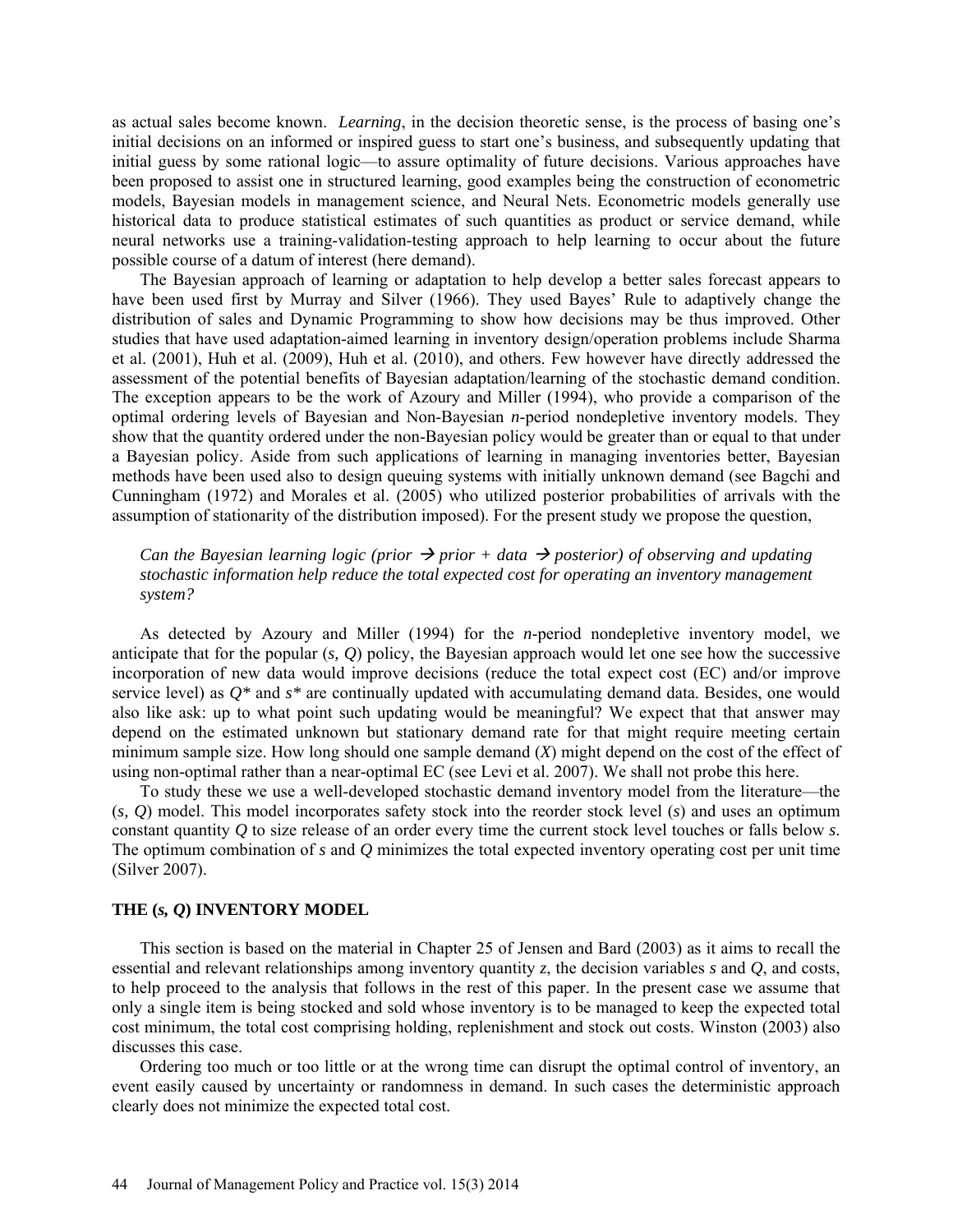as actual sales become known. *Learning*, in the decision theoretic sense, is the process of basing one's initial decisions on an informed or inspired guess to start one's business, and subsequently updating that initial guess by some rational logic—to assure optimality of future decisions. Various approaches have been proposed to assist one in structured learning, good examples being the construction of econometric models, Bayesian models in management science, and Neural Nets. Econometric models generally use historical data to produce statistical estimates of such quantities as product or service demand, while neural networks use a training-validation-testing approach to help learning to occur about the future possible course of a datum of interest (here demand).

The Bayesian approach of learning or adaptation to help develop a better sales forecast appears to have been used first by Murray and Silver (1966). They used Bayes' Rule to adaptively change the distribution of sales and Dynamic Programming to show how decisions may be thus improved. Other studies that have used adaptation-aimed learning in inventory design/operation problems include Sharma et al. (2001), Huh et al. (2009), Huh et al. (2010), and others. Few however have directly addressed the assessment of the potential benefits of Bayesian adaptation/learning of the stochastic demand condition. The exception appears to be the work of Azoury and Miller (1994), who provide a comparison of the optimal ordering levels of Bayesian and Non-Bayesian *n*-period nondepletive inventory models. They show that the quantity ordered under the non-Bayesian policy would be greater than or equal to that under a Bayesian policy. Aside from such applications of learning in managing inventories better, Bayesian methods have been used also to design queuing systems with initially unknown demand (see Bagchi and Cunningham (1972) and Morales et al. (2005) who utilized posterior probabilities of arrivals with the assumption of stationarity of the distribution imposed). For the present study we propose the question,

> *Can the Bayesian learning logic (prior → prior + data → posterior) of observing and updating stochastic information help reduce the total expected cost for operating an inventory management system?*

As detected by Azoury and Miller (1994) for the *n*-period nondepletive inventory model, we anticipate that for the popular $(s, Q)$ policy, the Bayesian approach would let one see how the successive incorporation of new data would improve decisions (reduce the total expect cost (EC) and/or improve service level) as $Q^*$ and $s^*$ are continually updated with accumulating demand data. Besides, one would also like ask: up to what point such updating would be meaningful? We expect that that answer may depend on the estimated unknown but stationary demand rate for that might require meeting certain minimum sample size. How long should one sample demand ($X$) might depend on the cost of the effect of using non-optimal rather than a near-optimal EC (see Levi et al. 2007). We shall not probe this here.

To study these we use a well-developed stochastic demand inventory model from the literature—the $(s, Q)$ model. This model incorporates safety stock into the reorder stock level ($s$) and uses an optimum constant quantity $Q$ to size release of an order every time the current stock level touches or falls below $s$. The optimum combination of $s$ and $Q$ minimizes the total expected inventory operating cost per unit time (Silver 2007).

## THE $(s, Q)$ INVENTORY MODEL

This section is based on the material in Chapter 25 of Jensen and Bard (2003) as it aims to recall the essential and relevant relationships among inventory quantity $z$, the decision variables $s$ and $Q$, and costs, to help proceed to the analysis that follows in the rest of this paper. In the present case we assume that only a single item is being stocked and sold whose inventory is to be managed to keep the expected total cost minimum, the total cost comprising holding, replenishment and stock out costs. Winston (2003) also discusses this case.

Ordering too much or too little or at the wrong time can disrupt the optimal control of inventory, an event easily caused by uncertainty or randomness in demand. In such cases the deterministic approach clearly does not minimize the expected total cost.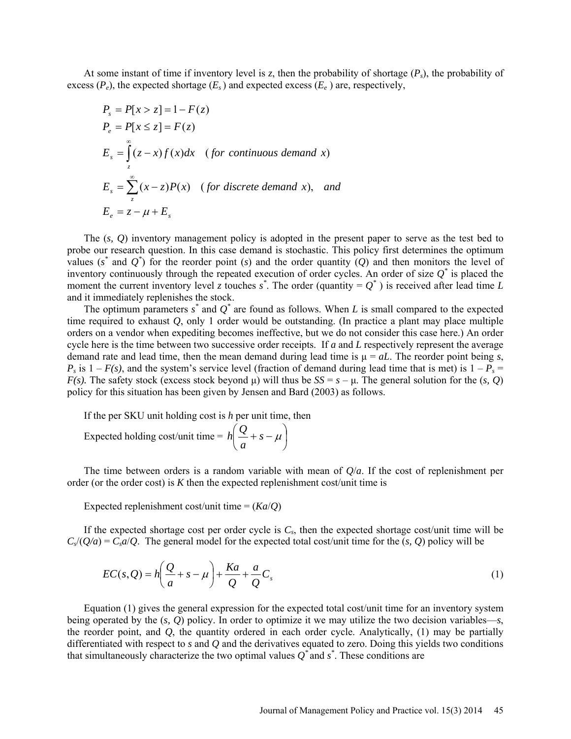At some instant of time if inventory level is $z$, then the probability of shortage ($P_s$), the probability of excess ($P_e$), the expected shortage ($E_s$) and expected excess ($E_e$) are, respectively,

$$P_s = P[x > z] = 1 - F(z)$$

$$P_e = P[x \le z] = F(z)$$

$$E_s = \int_z^{\infty} (z - x) f(x) dx \quad (\textit{for continuous demand } x)$$

$$E_s = \sum_z^{\infty} (x - z) P(x) \quad (\textit{for discrete demand } x), \quad \textit{and}$$

$$E_e = z - \mu + E_s$$

The ($s$, $Q$) inventory management policy is adopted in the present paper to serve as the test bed to probe our research question. In this case demand is stochastic. This policy first determines the optimum values ($s^*$ and $Q^*$) for the reorder point ($s$) and the order quantity ($Q$) and then monitors the level of inventory continuously through the repeated execution of order cycles. An order of size $Q^*$ is placed the moment the current inventory level $z$ touches $s^*$. The order (quantity = $Q^*$ ) is received after lead time $L$ and it immediately replenishes the stock.

The optimum parameters $s^*$ and $Q^*$ are found as follows. When $L$ is small compared to the expected time required to exhaust $Q$, only 1 order would be outstanding. (In practice a plant may place multiple orders on a vendor when expediting becomes ineffective, but we do not consider this case here.) An order cycle here is the time between two successive order receipts. If $a$ and $L$ respectively represent the average demand rate and lead time, then the mean demand during lead time is $\mu = aL$. The reorder point being $s$, $P_s$ is $1 - F(s)$, and the system's service level (fraction of demand during lead time that is met) is $1 - P_s = F(s)$. The safety stock (excess stock beyond $\mu$) will thus be $SS = s - \mu$. The general solution for the ($s$, $Q$) policy for this situation has been given by Jensen and Bard (2003) as follows.

If the per SKU unit holding cost is $h$ per unit time, then

Expected holding cost/unit time = $h\left(\frac{Q}{a} + s - \mu\right)$

The time between orders is a random variable with mean of $Q/a$. If the cost of replenishment per order (or the order cost) is $K$ then the expected replenishment cost/unit time is

Expected replenishment cost/unit time = ($Ka/Q$)

If the expected shortage cost per order cycle is $C_s$, then the expected shortage cost/unit time will be $C_s/(Q/a) = C_s a/Q$. The general model for the expected total cost/unit time for the ($s$, $Q$) policy will be

$$EC(s,Q) = h\left(\frac{Q}{a} + s - \mu\right) + \frac{Ka}{Q} + \frac{a}{Q}C_s \tag{1}$$

Equation (1) gives the general expression for the expected total cost/unit time for an inventory system being operated by the ($s$, $Q$) policy. In order to optimize it we may utilize the two decision variables—$s$, the reorder point, and $Q$, the quantity ordered in each order cycle. Analytically, (1) may be partially differentiated with respect to $s$ and $Q$ and the derivatives equated to zero. Doing this yields two conditions that simultaneously characterize the two optimal values $Q^*$ and $s^*$. These conditions are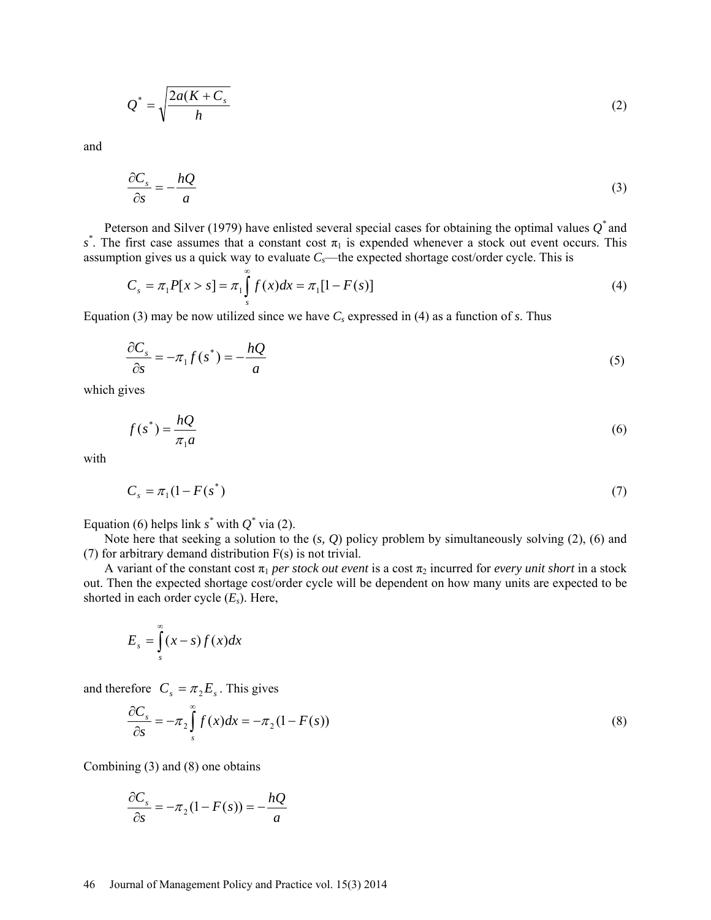$$Q^* = \sqrt{\frac{2a(K + C_s}{h}} \tag{2}$$

and

$$\frac{\partial C_s}{\partial s} = -\frac{hQ}{a} \tag{3}$$

Peterson and Silver (1979) have enlisted several special cases for obtaining the optimal values $Q^*$ and $s^*$. The first case assumes that a constant cost $\pi_1$ is expended whenever a stock out event occurs. This assumption gives us a quick way to evaluate $C_s$—the expected shortage cost/order cycle. This is

$$C_s = \pi_1 P[x > s] = \pi_1 \int_s^\infty f(x)dx = \pi_1[1 - F(s)] \tag{4}$$

Equation (3) may be now utilized since we have $C_s$ expressed in (4) as a function of $s$. Thus

$$\frac{\partial C_s}{\partial s} = -\pi_1 f(s^*) = -\frac{hQ}{a} \tag{5}$$

which gives

$$f(s^*) = \frac{hQ}{\pi_1 a} \tag{6}$$

with

$$C_s = \pi_1(1 - F(s^*) \tag{7}$$

Equation (6) helps link $s^*$ with $Q^*$ via (2).

Note here that seeking a solution to the ($s$, $Q$) policy problem by simultaneously solving (2), (6) and (7) for arbitrary demand distribution F(s) is not trivial.

A variant of the constant cost $\pi_1$ *per stock out event* is a cost $\pi_2$ incurred for *every unit short* in a stock out. Then the expected shortage cost/order cycle will be dependent on how many units are expected to be shorted in each order cycle ($E_s$). Here,

$$E_s = \int_s^\infty (x - s) f(x)dx$$

and therefore $C_s = \pi_2 E_s$. This gives

$$\frac{\partial C_s}{\partial s} = -\pi_2 \int_s^\infty f(x)dx = -\pi_2(1 - F(s)) \tag{8}$$

Combining (3) and (8) one obtains

$$\frac{\partial C_s}{\partial s} = -\pi_2(1 - F(s)) = -\frac{hQ}{a}$$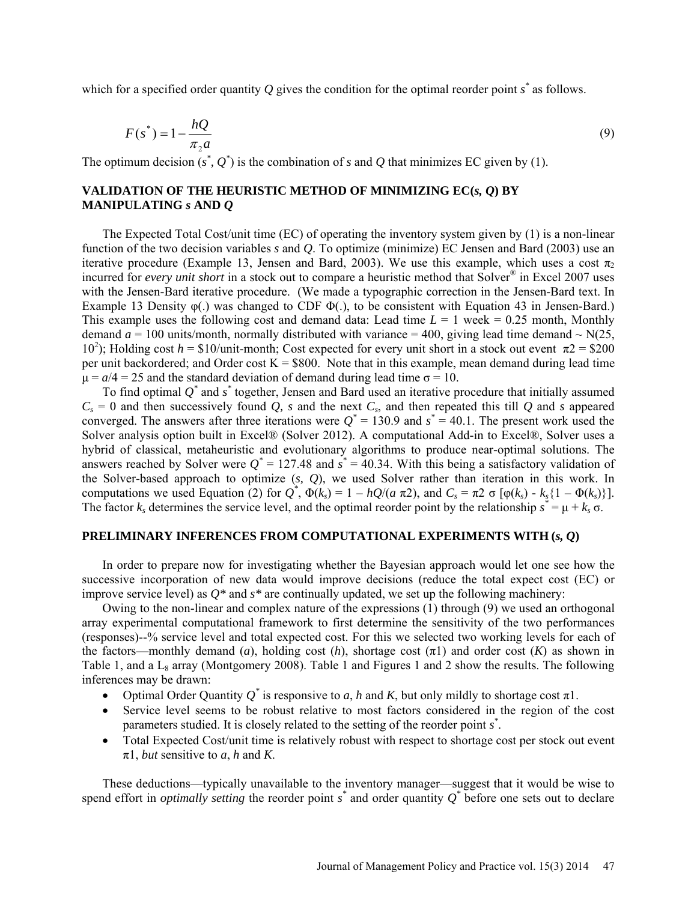which for a specified order quantity $Q$ gives the condition for the optimal reorder point $s^*$ as follows.

$$F(s^*) = 1 - \frac{hQ}{\pi_2 a} \tag{9}$$

The optimum decision ($s^*$, $Q^*$) is the combination of $s$ and $Q$ that minimizes EC given by (1).

## VALIDATION OF THE HEURISTIC METHOD OF MINIMIZING EC($s$, $Q$) BY MANIPULATING $s$ AND $Q$

The Expected Total Cost/unit time (EC) of operating the inventory system given by (1) is a non-linear function of the two decision variables $s$ and $Q$. To optimize (minimize) EC Jensen and Bard (2003) use an iterative procedure (Example 13, Jensen and Bard, 2003). We use this example, which uses a cost $\pi_2$ incurred for *every unit short* in a stock out to compare a heuristic method that Solver® in Excel 2007 uses with the Jensen-Bard iterative procedure. (We made a typographic correction in the Jensen-Bard text. In Example 13 Density $\varphi(.)$ was changed to CDF $\Phi(.)$, to be consistent with Equation 43 in Jensen-Bard.) This example uses the following cost and demand data: Lead time $L$ = 1 week = 0.25 month, Monthly demand $a$ = 100 units/month, normally distributed with variance = 400, giving lead time demand ~ N(25, $10^2$); Holding cost $h$ = \$10/unit-month; Cost expected for every unit short in a stock out event $\pi 2$ = \$200 per unit backordered; and Order cost K = \$800. Note that in this example, mean demand during lead time $\mu = a/4 = 25$ and the standard deviation of demand during lead time $\sigma = 10$.

To find optimal $Q^*$ and $s^*$ together, Jensen and Bard used an iterative procedure that initially assumed $C_s = 0$ and then successively found $Q$, $s$ and the next $C_s$, and then repeated this till $Q$ and $s$ appeared converged. The answers after three iterations were $Q^* = 130.9$ and $s^* = 40.1$. The present work used the Solver analysis option built in Excel® (Solver 2012). A computational Add-in to Excel®, Solver uses a hybrid of classical, metaheuristic and evolutionary algorithms to produce near-optimal solutions. The answers reached by Solver were $Q^* = 127.48$ and $s^* = 40.34$. With this being a satisfactory validation of the Solver-based approach to optimize ($s$, $Q$), we used Solver rather than iteration in this work. In computations we used Equation (2) for $Q^*$, $\Phi(k_s) = 1 - hQ/(a\ \pi 2)$, and $C_s = \pi 2\ \sigma\ [\varphi(k_s) - k_s\{1 - \Phi(k_s)\}]$. The factor $k_s$ determines the service level, and the optimal reorder point by the relationship $s^* = \mu + k_s\ \sigma$.

## PRELIMINARY INFERENCES FROM COMPUTATIONAL EXPERIMENTS WITH ($s$, $Q$)

In order to prepare now for investigating whether the Bayesian approach would let one see how the successive incorporation of new data would improve decisions (reduce the total expect cost (EC) or improve service level) as $Q^*$ and $s^*$ are continually updated, we set up the following machinery:

Owing to the non-linear and complex nature of the expressions (1) through (9) we used an orthogonal array experimental computational framework to first determine the sensitivity of the two performances (responses)--% service level and total expected cost. For this we selected two working levels for each of the factors—monthly demand ($a$), holding cost ($h$), shortage cost ($\pi 1$) and order cost ($K$) as shown in Table 1, and a $L_8$ array (Montgomery 2008). Table 1 and Figures 1 and 2 show the results. The following inferences may be drawn:

- Optimal Order Quantity $Q^*$ is responsive to $a$, $h$ and $K$, but only mildly to shortage cost $\pi 1$.
- Service level seems to be robust relative to most factors considered in the region of the cost parameters studied. It is closely related to the setting of the reorder point $s^*$.
- Total Expected Cost/unit time is relatively robust with respect to shortage cost per stock out event $\pi 1$, *but* sensitive to $a$, $h$ and $K$.

These deductions—typically unavailable to the inventory manager—suggest that it would be wise to spend effort in *optimally setting* the reorder point $s^*$ and order quantity $Q^*$ before one sets out to declare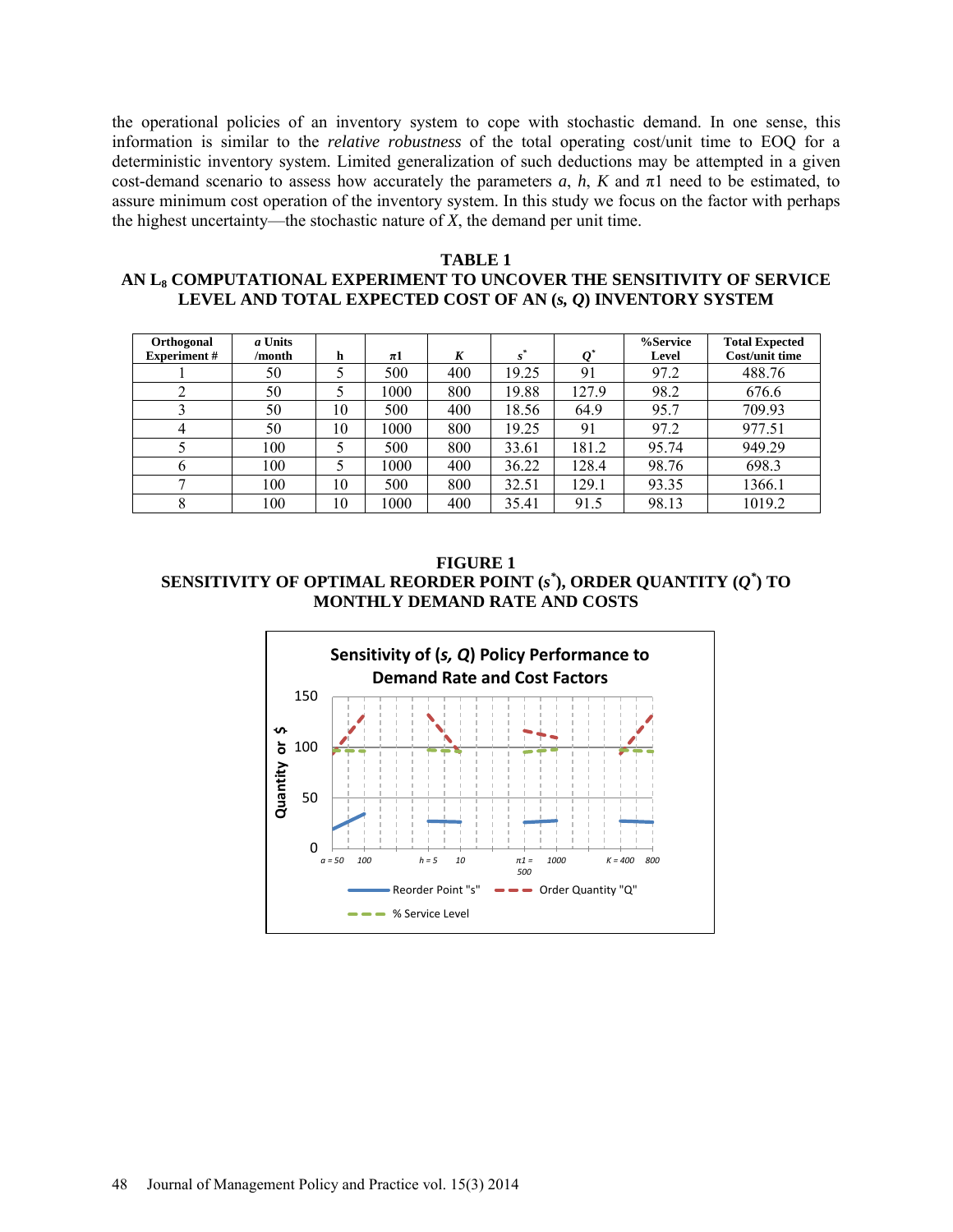the operational policies of an inventory system to cope with stochastic demand. In one sense, this information is similar to the *relative robustness* of the total operating cost/unit time to EOQ for a deterministic inventory system. Limited generalization of such deductions may be attempted in a given cost-demand scenario to assess how accurately the parameters $a$, $h$, $K$ and $\pi 1$ need to be estimated, to assure minimum cost operation of the inventory system. In this study we focus on the factor with perhaps the highest uncertainty—the stochastic nature of $X$, the demand per unit time.

**TABLE 1**
**AN $L_8$ COMPUTATIONAL EXPERIMENT TO UNCOVER THE SENSITIVITY OF SERVICE LEVEL AND TOTAL EXPECTED COST OF AN (*s*, *Q*) INVENTORY SYSTEM**

| Orthogonal Experiment # | *a* Units /month | h | $\pi 1$ | *K* | $s^*$ | $Q^*$ | %Service Level | Total Expected Cost/unit time |
|---|---|---|---|---|---|---|---|---|
| 1 | 50 | 5 | 500 | 400 | 19.25 | 91 | 97.2 | 488.76 |
| 2 | 50 | 5 | 1000 | 800 | 19.88 | 127.9 | 98.2 | 676.6 |
| 3 | 50 | 10 | 500 | 400 | 18.56 | 64.9 | 95.7 | 709.93 |
| 4 | 50 | 10 | 1000 | 800 | 19.25 | 91 | 97.2 | 977.51 |
| 5 | 100 | 5 | 500 | 800 | 33.61 | 181.2 | 95.74 | 949.29 |
| 6 | 100 | 5 | 1000 | 400 | 36.22 | 128.4 | 98.76 | 698.3 |
| 7 | 100 | 10 | 500 | 800 | 32.51 | 129.1 | 93.35 | 1366.1 |
| 8 | 100 | 10 | 1000 | 400 | 35.41 | 91.5 | 98.13 | 1019.2 |

**FIGURE 1**
**SENSITIVITY OF OPTIMAL REORDER POINT ($s^*$), ORDER QUANTITY ($Q^*$) TO MONTHLY DEMAND RATE AND COSTS**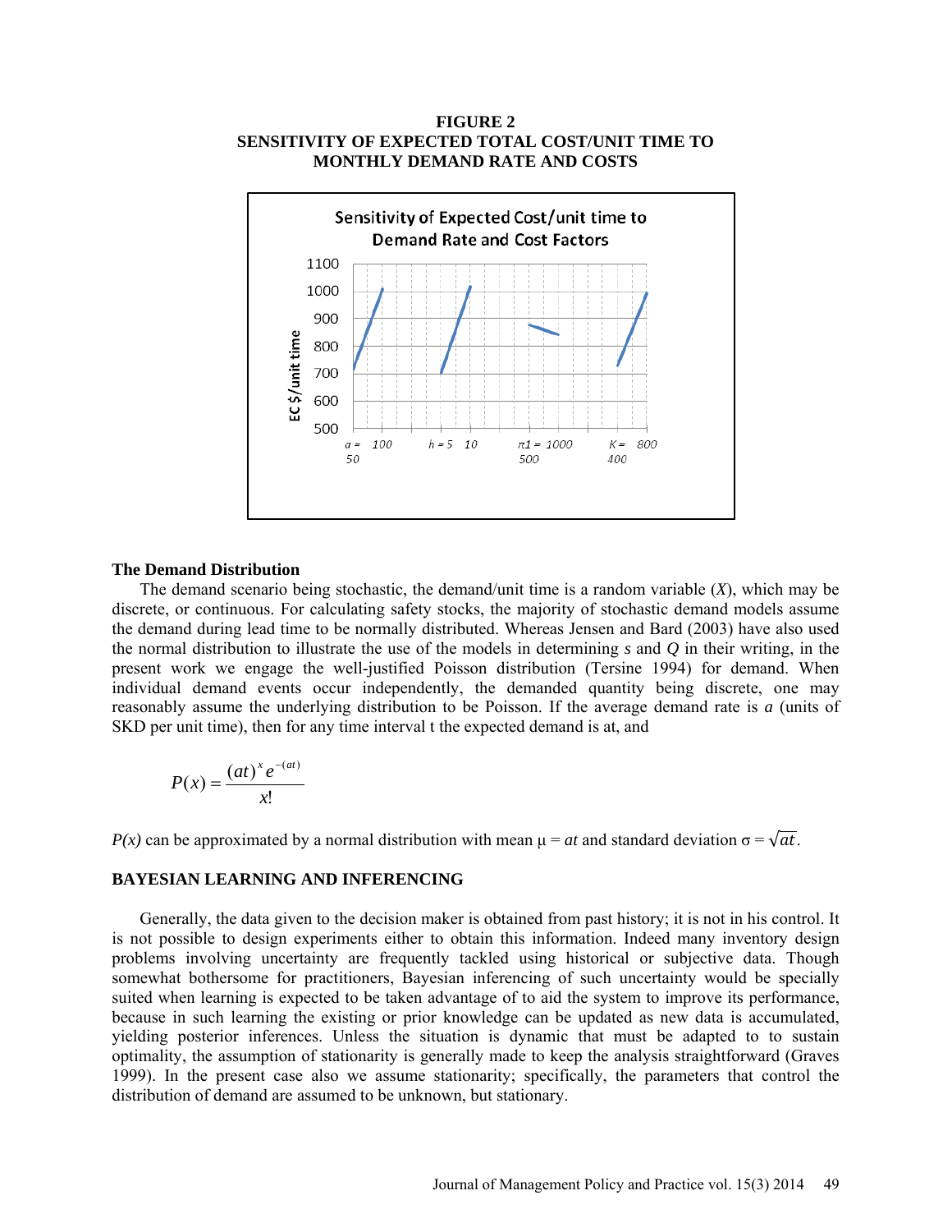**FIGURE 2**
**SENSITIVITY OF EXPECTED TOTAL COST/UNIT TIME TO MONTHLY DEMAND RATE AND COSTS**

### The Demand Distribution

The demand scenario being stochastic, the demand/unit time is a random variable (*X*), which may be discrete, or continuous. For calculating safety stocks, the majority of stochastic demand models assume the demand during lead time to be normally distributed. Whereas Jensen and Bard (2003) have also used the normal distribution to illustrate the use of the models in determining *s* and *Q* in their writing, in the present work we engage the well-justified Poisson distribution (Tersine 1994) for demand. When individual demand events occur independently, the demanded quantity being discrete, one may reasonably assume the underlying distribution to be Poisson. If the average demand rate is *a* (units of SKD per unit time), then for any time interval t the expected demand is at, and

$$P(x) = \frac{(at)^x e^{-(at)}}{x!}$$

*P(x)* can be approximated by a normal distribution with mean $\mu = at$ and standard deviation $\sigma = \sqrt{at}$.

## BAYESIAN LEARNING AND INFERENCING

Generally, the data given to the decision maker is obtained from past history; it is not in his control. It is not possible to design experiments either to obtain this information. Indeed many inventory design problems involving uncertainty are frequently tackled using historical or subjective data. Though somewhat bothersome for practitioners, Bayesian inferencing of such uncertainty would be specially suited when learning is expected to be taken advantage of to aid the system to improve its performance, because in such learning the existing or prior knowledge can be updated as new data is accumulated, yielding posterior inferences. Unless the situation is dynamic that must be adapted to to sustain optimality, the assumption of stationarity is generally made to keep the analysis straightforward (Graves 1999). In the present case also we assume stationarity; specifically, the parameters that control the distribution of demand are assumed to be unknown, but stationary.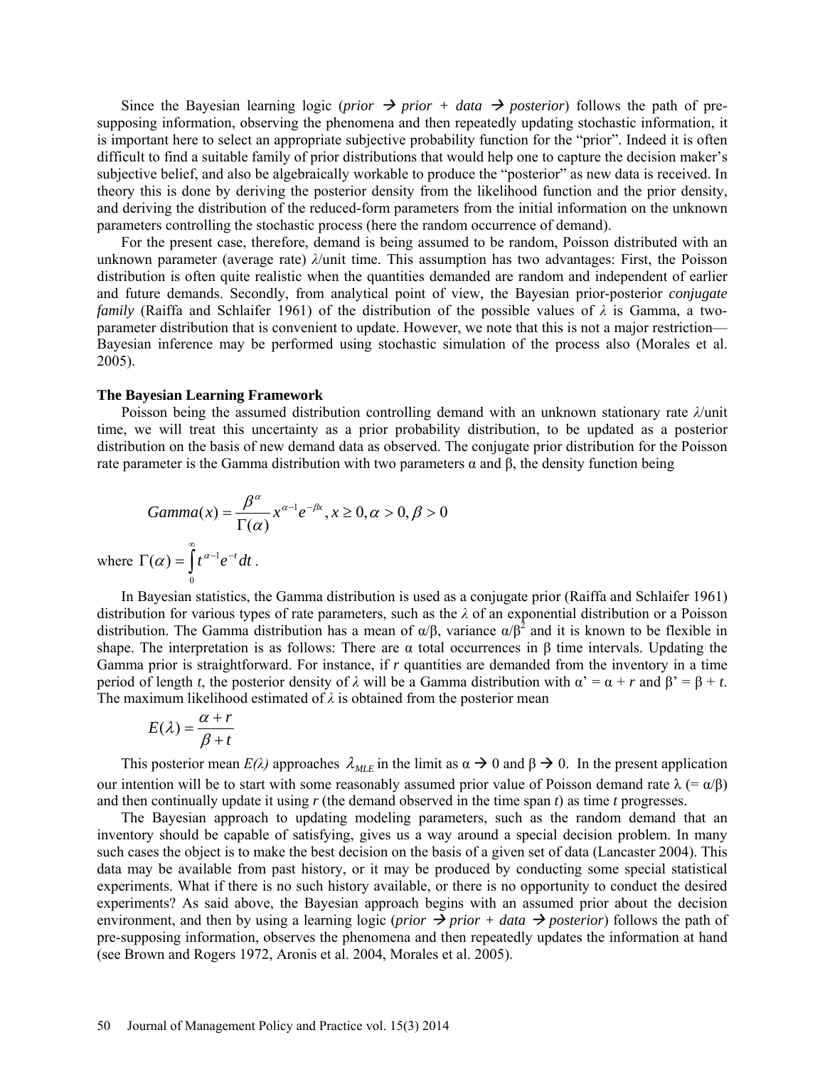Since the Bayesian learning logic (*prior* → *prior* + *data* → *posterior*) follows the path of pre-supposing information, observing the phenomena and then repeatedly updating stochastic information, it is important here to select an appropriate subjective probability function for the "prior". Indeed it is often difficult to find a suitable family of prior distributions that would help one to capture the decision maker's subjective belief, and also be algebraically workable to produce the "posterior" as new data is received. In theory this is done by deriving the posterior density from the likelihood function and the prior density, and deriving the distribution of the reduced-form parameters from the initial information on the unknown parameters controlling the stochastic process (here the random occurrence of demand).

For the present case, therefore, demand is being assumed to be random, Poisson distributed with an unknown parameter (average rate) $\lambda$/unit time. This assumption has two advantages: First, the Poisson distribution is often quite realistic when the quantities demanded are random and independent of earlier and future demands. Secondly, from analytical point of view, the Bayesian prior-posterior *conjugate family* (Raiffa and Schlaifer 1961) of the distribution of the possible values of $\lambda$ is Gamma, a two-parameter distribution that is convenient to update. However, we note that this is not a major restriction—Bayesian inference may be performed using stochastic simulation of the process also (Morales et al. 2005).

**The Bayesian Learning Framework**

Poisson being the assumed distribution controlling demand with an unknown stationary rate $\lambda$/unit time, we will treat this uncertainty as a prior probability distribution, to be updated as a posterior distribution on the basis of new demand data as observed. The conjugate prior distribution for the Poisson rate parameter is the Gamma distribution with two parameters α and β, the density function being

$$Gamma(x) = \frac{\beta^{\alpha}}{\Gamma(\alpha)} x^{\alpha-1} e^{-\beta x}, x \geq 0, \alpha > 0, \beta > 0$$

where $\Gamma(\alpha) = \int_0^{\infty} t^{\alpha-1} e^{-t} dt$.

In Bayesian statistics, the Gamma distribution is used as a conjugate prior (Raiffa and Schlaifer 1961) distribution for various types of rate parameters, such as the $\lambda$ of an exponential distribution or a Poisson distribution. The Gamma distribution has a mean of $\alpha/\beta$, variance $\alpha/\beta^2$ and it is known to be flexible in shape. The interpretation is as follows: There are α total occurrences in β time intervals. Updating the Gamma prior is straightforward. For instance, if $r$ quantities are demanded from the inventory in a time period of length $t$, the posterior density of $\lambda$ will be a Gamma distribution with $\alpha' = \alpha + r$ and $\beta' = \beta + t$. The maximum likelihood estimated of $\lambda$ is obtained from the posterior mean

$$E(\lambda) = \frac{\alpha + r}{\beta + t}$$

This posterior mean $E(\lambda)$ approaches $\lambda_{MLE}$ in the limit as $\alpha \to 0$ and $\beta \to 0$. In the present application our intention will be to start with some reasonably assumed prior value of Poisson demand rate $\lambda$ (= $\alpha/\beta$) and then continually update it using $r$ (the demand observed in the time span $t$) as time $t$ progresses.

The Bayesian approach to updating modeling parameters, such as the random demand that an inventory should be capable of satisfying, gives us a way around a special decision problem. In many such cases the object is to make the best decision on the basis of a given set of data (Lancaster 2004). This data may be available from past history, or it may be produced by conducting some special statistical experiments. What if there is no such history available, or there is no opportunity to conduct the desired experiments? As said above, the Bayesian approach begins with an assumed prior about the decision environment, and then by using a learning logic (*prior* → *prior* + *data* → *posterior*) follows the path of pre-supposing information, observes the phenomena and then repeatedly updates the information at hand (see Brown and Rogers 1972, Aronis et al. 2004, Morales et al. 2005).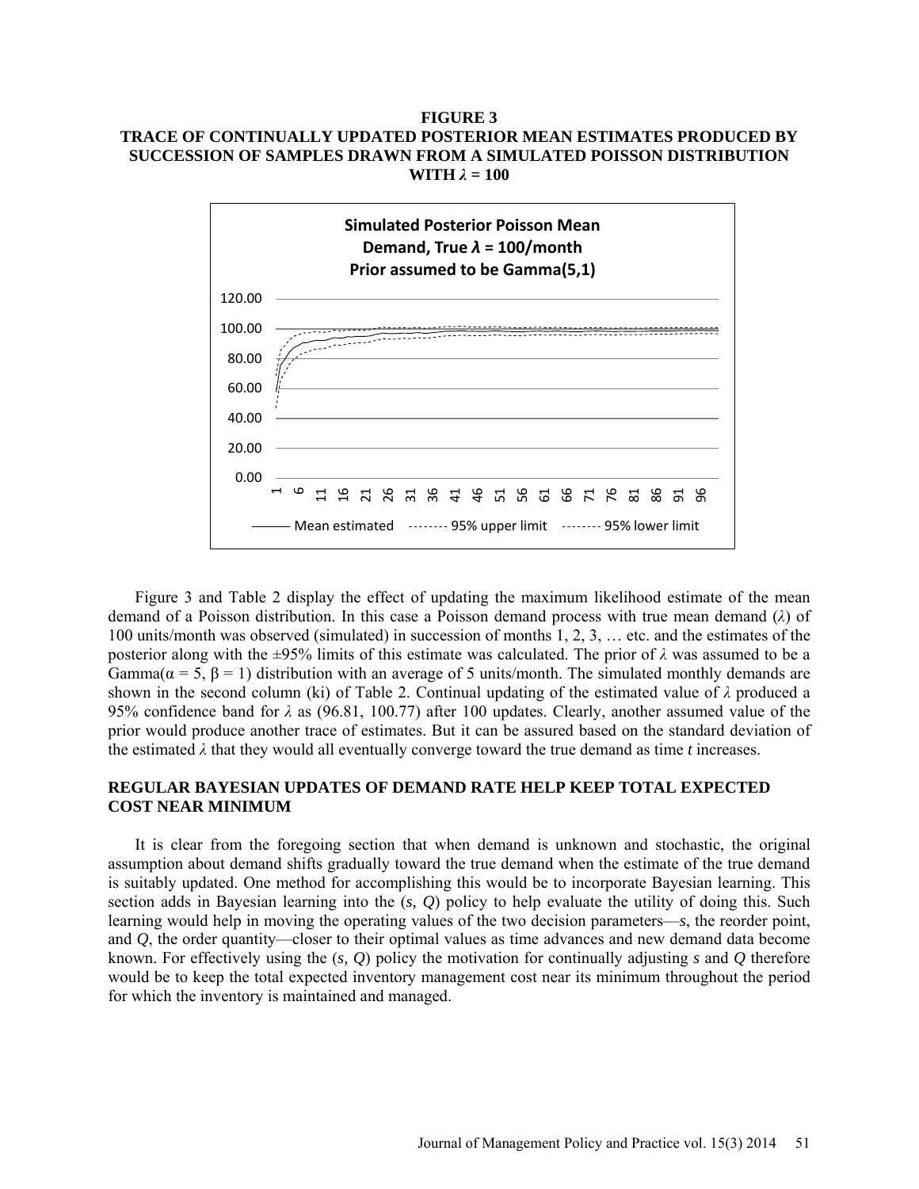**FIGURE 3**
**TRACE OF CONTINUALLY UPDATED POSTERIOR MEAN ESTIMATES PRODUCED BY SUCCESSION OF SAMPLES DRAWN FROM A SIMULATED POISSON DISTRIBUTION WITH $\lambda$ = 100**

Figure 3 and Table 2 display the effect of updating the maximum likelihood estimate of the mean demand of a Poisson distribution. In this case a Poisson demand process with true mean demand ($\lambda$) of 100 units/month was observed (simulated) in succession of months 1, 2, 3, … etc. and the estimates of the posterior along with the ±95% limits of this estimate was calculated. The prior of $\lambda$ was assumed to be a Gamma($\alpha$ = 5, $\beta$ = 1) distribution with an average of 5 units/month. The simulated monthly demands are shown in the second column (ki) of Table 2. Continual updating of the estimated value of $\lambda$ produced a 95% confidence band for $\lambda$ as (96.81, 100.77) after 100 updates. Clearly, another assumed value of the prior would produce another trace of estimates. But it can be assured based on the standard deviation of the estimated $\lambda$ that they would all eventually converge toward the true demand as time *t* increases.

## REGULAR BAYESIAN UPDATES OF DEMAND RATE HELP KEEP TOTAL EXPECTED COST NEAR MINIMUM

It is clear from the foregoing section that when demand is unknown and stochastic, the original assumption about demand shifts gradually toward the true demand when the estimate of the true demand is suitably updated. One method for accomplishing this would be to incorporate Bayesian learning. This section adds in Bayesian learning into the (*s, Q*) policy to help evaluate the utility of doing this. Such learning would help in moving the operating values of the two decision parameters—*s*, the reorder point, and *Q*, the order quantity—closer to their optimal values as time advances and new demand data become known. For effectively using the (*s, Q*) policy the motivation for continually adjusting *s* and *Q* therefore would be to keep the total expected inventory management cost near its minimum throughout the period for which the inventory is maintained and managed.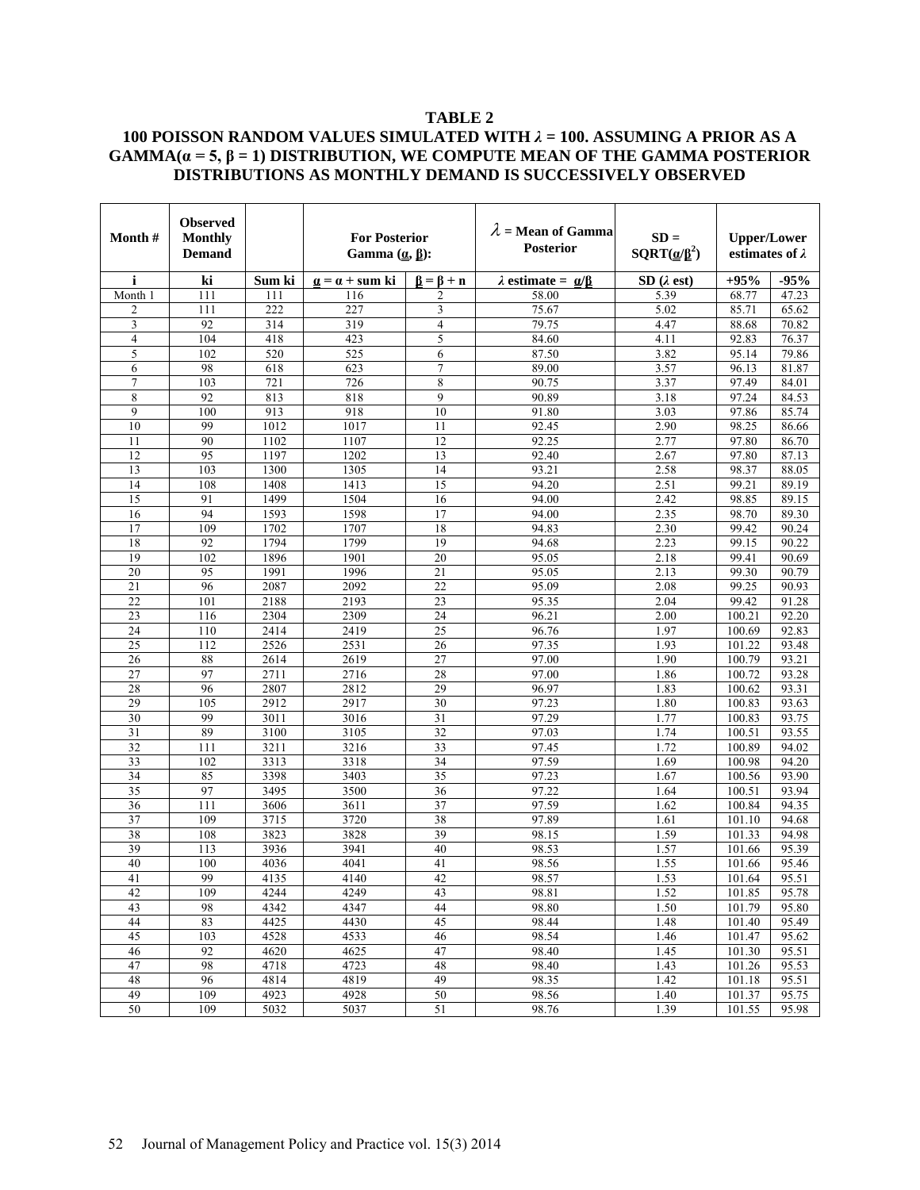**TABLE 2**

**100 POISSON RANDOM VALUES SIMULATED WITH $\lambda$ = 100. ASSUMING A PRIOR AS A GAMMA($\alpha$ = 5, $\beta$ = 1) DISTRIBUTION, WE COMPUTE MEAN OF THE GAMMA POSTERIOR DISTRIBUTIONS AS MONTHLY DEMAND IS SUCCESSIVELY OBSERVED**

| Month # | Observed Monthly Demand | | For Posterior Gamma ($\underline{\alpha}$, $\underline{\beta}$): | | $\lambda$ = Mean of Gamma Posterior | SD = SQRT($\underline{\alpha}/\underline{\beta}^2$) | Upper/Lower estimates of $\lambda$ | |
|---|---|---|---|---|---|---|---|---|
| i | ki | Sum ki | $\underline{\alpha} = \alpha$ + sum ki | $\underline{\beta} = \beta + n$ | $\lambda$ estimate = $\underline{\alpha}/\underline{\beta}$ | SD ($\lambda$ est) | +95% | -95% |
| Month 1 | 111 | 111 | 116 | 2 | 58.00 | 5.39 | 68.77 | 47.23 |
| 2 | 111 | 222 | 227 | 3 | 75.67 | 5.02 | 85.71 | 65.62 |
| 3 | 92 | 314 | 319 | 4 | 79.75 | 4.47 | 88.68 | 70.82 |
| 4 | 104 | 418 | 423 | 5 | 84.60 | 4.11 | 92.83 | 76.37 |
| 5 | 102 | 520 | 525 | 6 | 87.50 | 3.82 | 95.14 | 79.86 |
| 6 | 98 | 618 | 623 | 7 | 89.00 | 3.57 | 96.13 | 81.87 |
| 7 | 103 | 721 | 726 | 8 | 90.75 | 3.37 | 97.49 | 84.01 |
| 8 | 92 | 813 | 818 | 9 | 90.89 | 3.18 | 97.24 | 84.53 |
| 9 | 100 | 913 | 918 | 10 | 91.80 | 3.03 | 97.86 | 85.74 |
| 10 | 99 | 1012 | 1017 | 11 | 92.45 | 2.90 | 98.25 | 86.66 |
| 11 | 90 | 1102 | 1107 | 12 | 92.25 | 2.77 | 97.80 | 86.70 |
| 12 | 95 | 1197 | 1202 | 13 | 92.40 | 2.67 | 97.80 | 87.13 |
| 13 | 103 | 1300 | 1305 | 14 | 93.21 | 2.58 | 98.37 | 88.05 |
| 14 | 108 | 1408 | 1413 | 15 | 94.20 | 2.51 | 99.21 | 89.19 |
| 15 | 91 | 1499 | 1504 | 16 | 94.00 | 2.42 | 98.85 | 89.15 |
| 16 | 94 | 1593 | 1598 | 17 | 94.00 | 2.35 | 98.70 | 89.30 |
| 17 | 109 | 1702 | 1707 | 18 | 94.83 | 2.30 | 99.42 | 90.24 |
| 18 | 92 | 1794 | 1799 | 19 | 94.68 | 2.23 | 99.15 | 90.22 |
| 19 | 102 | 1896 | 1901 | 20 | 95.05 | 2.18 | 99.41 | 90.69 |
| 20 | 95 | 1991 | 1996 | 21 | 95.05 | 2.13 | 99.30 | 90.79 |
| 21 | 96 | 2087 | 2092 | 22 | 95.09 | 2.08 | 99.25 | 90.93 |
| 22 | 101 | 2188 | 2193 | 23 | 95.35 | 2.04 | 99.42 | 91.28 |
| 23 | 116 | 2304 | 2309 | 24 | 96.21 | 2.00 | 100.21 | 92.20 |
| 24 | 110 | 2414 | 2419 | 25 | 96.76 | 1.97 | 100.69 | 92.83 |
| 25 | 112 | 2526 | 2531 | 26 | 97.35 | 1.93 | 101.22 | 93.48 |
| 26 | 88 | 2614 | 2619 | 27 | 97.00 | 1.90 | 100.79 | 93.21 |
| 27 | 97 | 2711 | 2716 | 28 | 97.00 | 1.86 | 100.72 | 93.28 |
| 28 | 96 | 2807 | 2812 | 29 | 96.97 | 1.83 | 100.62 | 93.31 |
| 29 | 105 | 2912 | 2917 | 30 | 97.23 | 1.80 | 100.83 | 93.63 |
| 30 | 99 | 3011 | 3016 | 31 | 97.29 | 1.77 | 100.83 | 93.75 |
| 31 | 89 | 3100 | 3105 | 32 | 97.03 | 1.74 | 100.51 | 93.55 |
| 32 | 111 | 3211 | 3216 | 33 | 97.45 | 1.72 | 100.89 | 94.02 |
| 33 | 102 | 3313 | 3318 | 34 | 97.59 | 1.69 | 100.98 | 94.20 |
| 34 | 85 | 3398 | 3403 | 35 | 97.23 | 1.67 | 100.56 | 93.90 |
| 35 | 97 | 3495 | 3500 | 36 | 97.22 | 1.64 | 100.51 | 93.94 |
| 36 | 111 | 3606 | 3611 | 37 | 97.59 | 1.62 | 100.84 | 94.35 |
| 37 | 109 | 3715 | 3720 | 38 | 97.89 | 1.61 | 101.10 | 94.68 |
| 38 | 108 | 3823 | 3828 | 39 | 98.15 | 1.59 | 101.33 | 94.98 |
| 39 | 113 | 3936 | 3941 | 40 | 98.53 | 1.57 | 101.66 | 95.39 |
| 40 | 100 | 4036 | 4041 | 41 | 98.56 | 1.55 | 101.66 | 95.46 |
| 41 | 99 | 4135 | 4140 | 42 | 98.57 | 1.53 | 101.64 | 95.51 |
| 42 | 109 | 4244 | 4249 | 43 | 98.81 | 1.52 | 101.85 | 95.78 |
| 43 | 98 | 4342 | 4347 | 44 | 98.80 | 1.50 | 101.79 | 95.80 |
| 44 | 83 | 4425 | 4430 | 45 | 98.44 | 1.48 | 101.40 | 95.49 |
| 45 | 103 | 4528 | 4533 | 46 | 98.54 | 1.46 | 101.47 | 95.62 |
| 46 | 92 | 4620 | 4625 | 47 | 98.40 | 1.45 | 101.30 | 95.51 |
| 47 | 98 | 4718 | 4723 | 48 | 98.40 | 1.43 | 101.26 | 95.53 |
| 48 | 96 | 4814 | 4819 | 49 | 98.35 | 1.42 | 101.18 | 95.51 |
| 49 | 109 | 4923 | 4928 | 50 | 98.56 | 1.40 | 101.37 | 95.75 |
| 50 | 109 | 5032 | 5037 | 51 | 98.76 | 1.39 | 101.55 | 95.98 |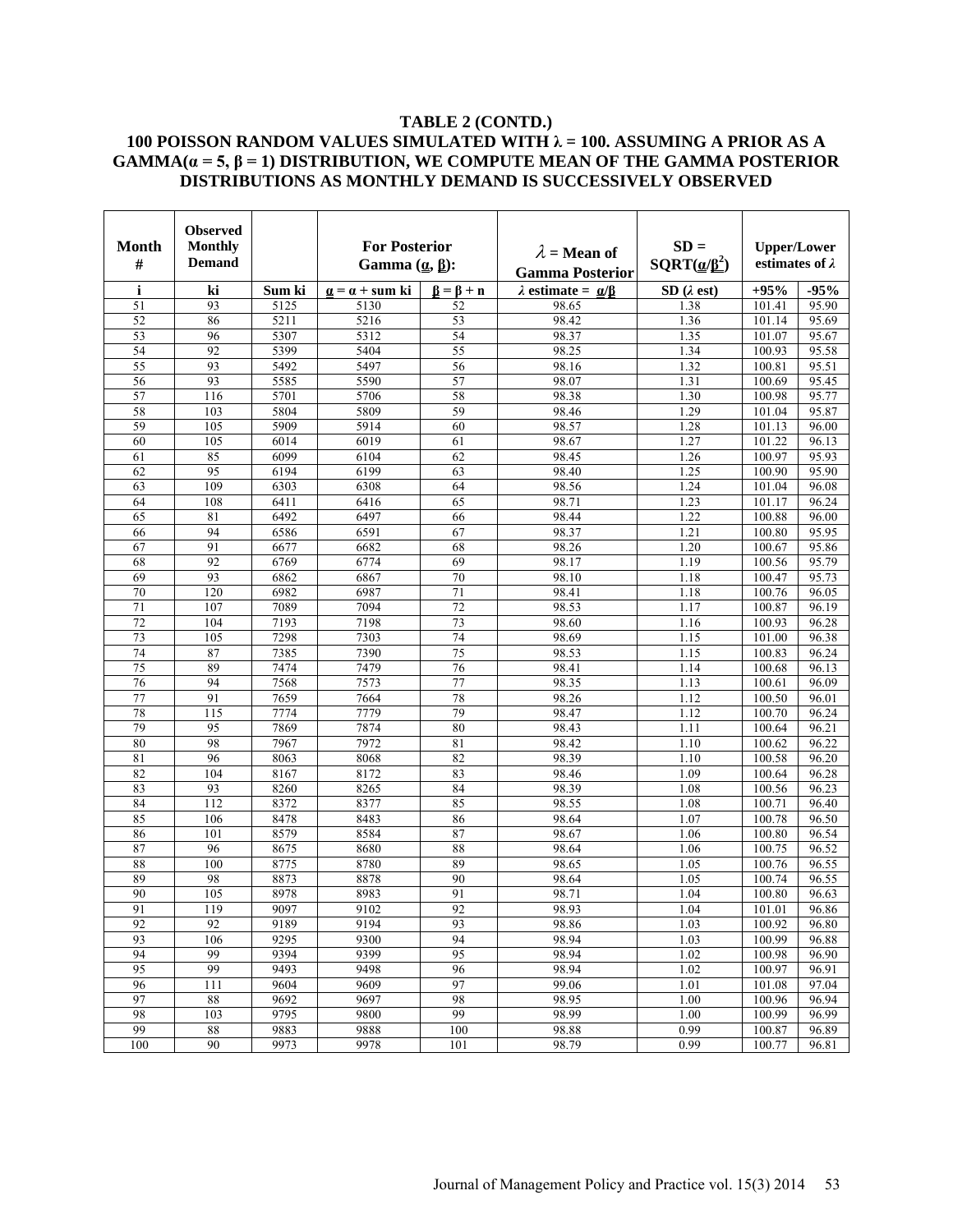**TABLE 2 (CONTD.)**
**100 POISSON RANDOM VALUES SIMULATED WITH λ = 100. ASSUMING A PRIOR AS A GAMMA(α = 5, β = 1) DISTRIBUTION, WE COMPUTE MEAN OF THE GAMMA POSTERIOR DISTRIBUTIONS AS MONTHLY DEMAND IS SUCCESSIVELY OBSERVED**

| Month # | Observed Monthly Demand | | For Posterior Gamma ($\underline{\alpha}$, $\underline{\beta}$): | | $\lambda$ = Mean of Gamma Posterior | SD = SQRT($\underline{\alpha}/\underline{\beta}^2$) | Upper/Lower estimates of λ | |
|---|---|---|---|---|---|---|---|---|
| i | ki | Sum ki | $\underline{\alpha} = \alpha$ + sum ki | $\underline{\beta} = \beta + n$ | λ estimate = $\underline{\alpha}/\underline{\beta}$ | SD (λ est) | +95% | -95% |
| 51 | 93 | 5125 | 5130 | 52 | 98.65 | 1.38 | 101.41 | 95.90 |
| 52 | 86 | 5211 | 5216 | 53 | 98.42 | 1.36 | 101.14 | 95.69 |
| 53 | 96 | 5307 | 5312 | 54 | 98.37 | 1.35 | 101.07 | 95.67 |
| 54 | 92 | 5399 | 5404 | 55 | 98.25 | 1.34 | 100.93 | 95.58 |
| 55 | 93 | 5492 | 5497 | 56 | 98.16 | 1.32 | 100.81 | 95.51 |
| 56 | 93 | 5585 | 5590 | 57 | 98.07 | 1.31 | 100.69 | 95.45 |
| 57 | 116 | 5701 | 5706 | 58 | 98.38 | 1.30 | 100.98 | 95.77 |
| 58 | 103 | 5804 | 5809 | 59 | 98.46 | 1.29 | 101.04 | 95.87 |
| 59 | 105 | 5909 | 5914 | 60 | 98.57 | 1.28 | 101.13 | 96.00 |
| 60 | 105 | 6014 | 6019 | 61 | 98.67 | 1.27 | 101.22 | 96.13 |
| 61 | 85 | 6099 | 6104 | 62 | 98.45 | 1.26 | 100.97 | 95.93 |
| 62 | 95 | 6194 | 6199 | 63 | 98.40 | 1.25 | 100.90 | 95.90 |
| 63 | 109 | 6303 | 6308 | 64 | 98.56 | 1.24 | 101.04 | 96.08 |
| 64 | 108 | 6411 | 6416 | 65 | 98.71 | 1.23 | 101.17 | 96.24 |
| 65 | 81 | 6492 | 6497 | 66 | 98.44 | 1.22 | 100.88 | 96.00 |
| 66 | 94 | 6586 | 6591 | 67 | 98.37 | 1.21 | 100.80 | 95.95 |
| 67 | 91 | 6677 | 6682 | 68 | 98.26 | 1.20 | 100.67 | 95.86 |
| 68 | 92 | 6769 | 6774 | 69 | 98.17 | 1.19 | 100.56 | 95.79 |
| 69 | 93 | 6862 | 6867 | 70 | 98.10 | 1.18 | 100.47 | 95.73 |
| 70 | 120 | 6982 | 6987 | 71 | 98.41 | 1.18 | 100.76 | 96.05 |
| 71 | 107 | 7089 | 7094 | 72 | 98.53 | 1.17 | 100.87 | 96.19 |
| 72 | 104 | 7193 | 7198 | 73 | 98.60 | 1.16 | 100.93 | 96.28 |
| 73 | 105 | 7298 | 7303 | 74 | 98.69 | 1.15 | 101.00 | 96.38 |
| 74 | 87 | 7385 | 7390 | 75 | 98.53 | 1.15 | 100.83 | 96.24 |
| 75 | 89 | 7474 | 7479 | 76 | 98.41 | 1.14 | 100.68 | 96.13 |
| 76 | 94 | 7568 | 7573 | 77 | 98.35 | 1.13 | 100.61 | 96.09 |
| 77 | 91 | 7659 | 7664 | 78 | 98.26 | 1.12 | 100.50 | 96.01 |
| 78 | 115 | 7774 | 7779 | 79 | 98.47 | 1.12 | 100.70 | 96.24 |
| 79 | 95 | 7869 | 7874 | 80 | 98.43 | 1.11 | 100.64 | 96.21 |
| 80 | 98 | 7967 | 7972 | 81 | 98.42 | 1.10 | 100.62 | 96.22 |
| 81 | 96 | 8063 | 8068 | 82 | 98.39 | 1.10 | 100.58 | 96.20 |
| 82 | 104 | 8167 | 8172 | 83 | 98.46 | 1.09 | 100.64 | 96.28 |
| 83 | 93 | 8260 | 8265 | 84 | 98.39 | 1.08 | 100.56 | 96.23 |
| 84 | 112 | 8372 | 8377 | 85 | 98.55 | 1.08 | 100.71 | 96.40 |
| 85 | 106 | 8478 | 8483 | 86 | 98.64 | 1.07 | 100.78 | 96.50 |
| 86 | 101 | 8579 | 8584 | 87 | 98.67 | 1.06 | 100.80 | 96.54 |
| 87 | 96 | 8675 | 8680 | 88 | 98.64 | 1.06 | 100.75 | 96.52 |
| 88 | 100 | 8775 | 8780 | 89 | 98.65 | 1.05 | 100.76 | 96.55 |
| 89 | 98 | 8873 | 8878 | 90 | 98.64 | 1.05 | 100.74 | 96.55 |
| 90 | 105 | 8978 | 8983 | 91 | 98.71 | 1.04 | 100.80 | 96.63 |
| 91 | 119 | 9097 | 9102 | 92 | 98.93 | 1.04 | 101.01 | 96.86 |
| 92 | 92 | 9189 | 9194 | 93 | 98.86 | 1.03 | 100.92 | 96.80 |
| 93 | 106 | 9295 | 9300 | 94 | 98.94 | 1.03 | 100.99 | 96.88 |
| 94 | 99 | 9394 | 9399 | 95 | 98.94 | 1.02 | 100.98 | 96.90 |
| 95 | 99 | 9493 | 9498 | 96 | 98.94 | 1.02 | 100.97 | 96.91 |
| 96 | 111 | 9604 | 9609 | 97 | 99.06 | 1.01 | 101.08 | 97.04 |
| 97 | 88 | 9692 | 9697 | 98 | 98.95 | 1.00 | 100.96 | 96.94 |
| 98 | 103 | 9795 | 9800 | 99 | 98.99 | 1.00 | 100.99 | 96.99 |
| 99 | 88 | 9883 | 9888 | 100 | 98.88 | 0.99 | 100.87 | 96.89 |
| 100 | 90 | 9973 | 9978 | 101 | 98.79 | 0.99 | 100.77 | 96.81 |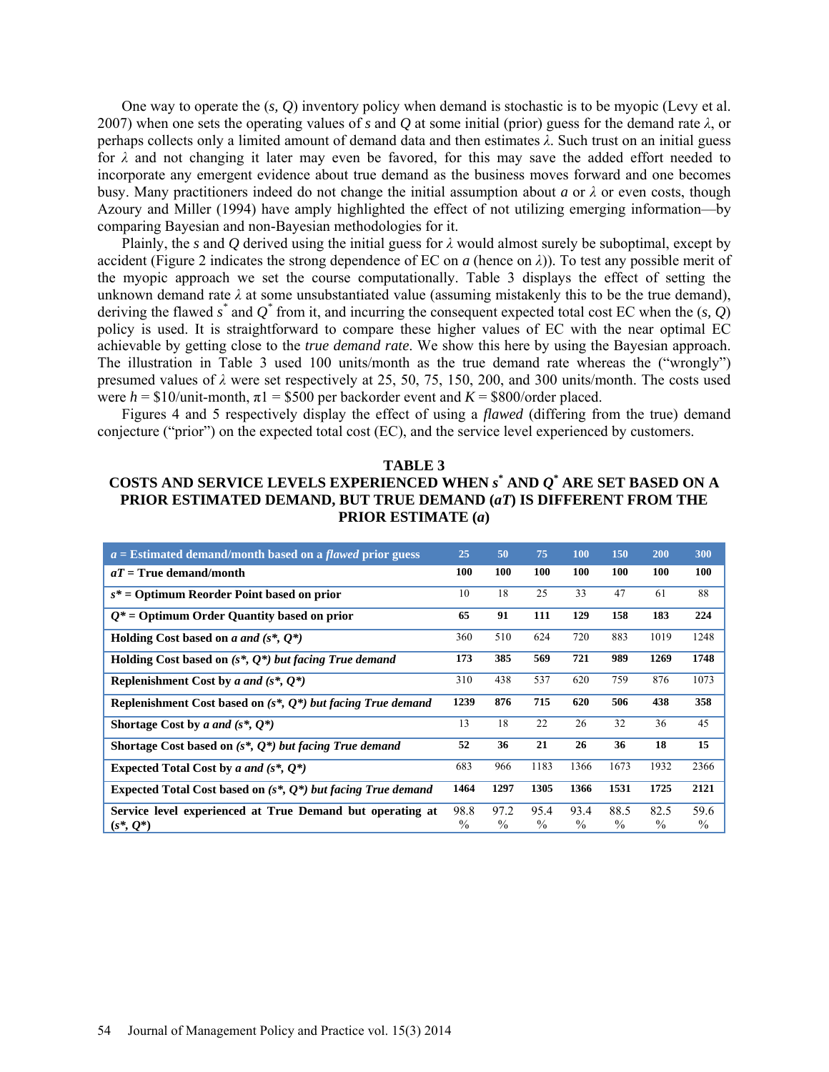One way to operate the ($s$, $Q$) inventory policy when demand is stochastic is to be myopic (Levy et al. 2007) when one sets the operating values of $s$ and $Q$ at some initial (prior) guess for the demand rate $\lambda$, or perhaps collects only a limited amount of demand data and then estimates $\lambda$. Such trust on an initial guess for $\lambda$ and not changing it later may even be favored, for this may save the added effort needed to incorporate any emergent evidence about true demand as the business moves forward and one becomes busy. Many practitioners indeed do not change the initial assumption about $a$ or $\lambda$ or even costs, though Azoury and Miller (1994) have amply highlighted the effect of not utilizing emerging information—by comparing Bayesian and non-Bayesian methodologies for it.

Plainly, the $s$ and $Q$ derived using the initial guess for $\lambda$ would almost surely be suboptimal, except by accident (Figure 2 indicates the strong dependence of EC on $a$ (hence on $\lambda$)). To test any possible merit of the myopic approach we set the course computationally. Table 3 displays the effect of setting the unknown demand rate $\lambda$ at some unsubstantiated value (assuming mistakenly this to be the true demand), deriving the flawed $s^*$ and $Q^*$ from it, and incurring the consequent expected total cost EC when the ($s$, $Q$) policy is used. It is straightforward to compare these higher values of EC with the near optimal EC achievable by getting close to the *true demand rate*. We show this here by using the Bayesian approach. The illustration in Table 3 used 100 units/month as the true demand rate whereas the ("wrongly") presumed values of $\lambda$ were set respectively at 25, 50, 75, 150, 200, and 300 units/month. The costs used were $h$ = \$10/unit-month, $\pi 1$ = \$500 per backorder event and $K$ = \$800/order placed.

Figures 4 and 5 respectively display the effect of using a *flawed* (differing from the true) demand conjecture ("prior") on the expected total cost (EC), and the service level experienced by customers.

**TABLE 3**
**COSTS AND SERVICE LEVELS EXPERIENCED WHEN $s^*$ AND $Q^*$ ARE SET BASED ON A PRIOR ESTIMATED DEMAND, BUT TRUE DEMAND ($aT$) IS DIFFERENT FROM THE PRIOR ESTIMATE ($a$)**

| ***a*** **= Estimated demand/month based on a *flawed* prior guess** | **25** | **50** | **75** | **100** | **150** | **200** | **300** |
|---|---|---|---|---|---|---|---|
| ***aT*** **= True demand/month** | **100** | **100** | **100** | **100** | **100** | **100** | **100** |
| ***s\**** **= Optimum Reorder Point based on prior** | 10 | 18 | 25 | 33 | 47 | 61 | 88 |
| ***Q\**** **= Optimum Order Quantity based on prior** | **65** | **91** | **111** | **129** | **158** | **183** | **224** |
| **Holding Cost based on *a* and *(s\*, Q\*)*** | 360 | 510 | 624 | 720 | 883 | 1019 | 1248 |
| **Holding Cost based on *(s\*, Q\*) but facing True demand*** | **173** | **385** | **569** | **721** | **989** | **1269** | **1748** |
| **Replenishment Cost by *a* and *(s\*, Q\*)*** | 310 | 438 | 537 | 620 | 759 | 876 | 1073 |
| **Replenishment Cost based on *(s\*, Q\*) but facing True demand*** | **1239** | **876** | **715** | **620** | **506** | **438** | **358** |
| **Shortage Cost by *a* and *(s\*, Q\*)*** | 13 | 18 | 22 | 26 | 32 | 36 | 45 |
| **Shortage Cost based on *(s\*, Q\*) but facing True demand*** | **52** | **36** | **21** | **26** | **36** | **18** | **15** |
| **Expected Total Cost by *a* and *(s\*, Q\*)*** | 683 | 966 | 1183 | 1366 | 1673 | 1932 | 2366 |
| **Expected Total Cost based on *(s\*, Q\*) but facing True demand*** | **1464** | **1297** | **1305** | **1366** | **1531** | **1725** | **2121** |
| **Service level experienced at True Demand but operating at *(s\*, Q\*)*** | 98.8 % | 97.2 % | 95.4 % | 93.4 % | 88.5 % | 82.5 % | 59.6 % |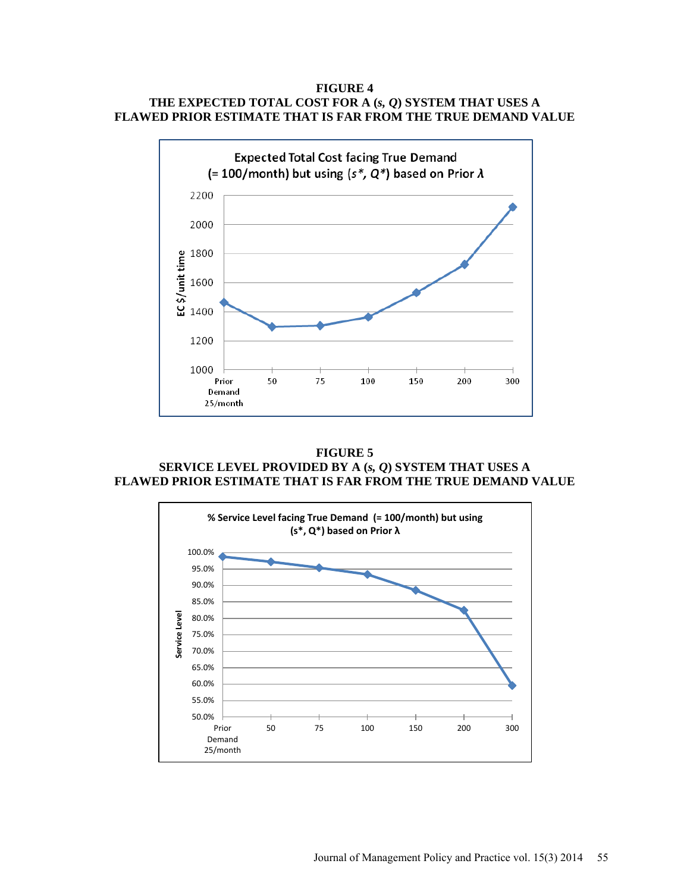**FIGURE 4**
**THE EXPECTED TOTAL COST FOR A ($s$, $Q$) SYSTEM THAT USES A FLAWED PRIOR ESTIMATE THAT IS FAR FROM THE TRUE DEMAND VALUE**

Expected Total Cost facing True Demand (= 100/month) but using ($s$*, $Q$*) based on Prior $\lambda$

**FIGURE 5**
**SERVICE LEVEL PROVIDED BY A ($s$, $Q$) SYSTEM THAT USES A FLAWED PRIOR ESTIMATE THAT IS FAR FROM THE TRUE DEMAND VALUE**

% Service Level facing True Demand (= 100/month) but using ($s$*, $Q$*) based on Prior $\lambda$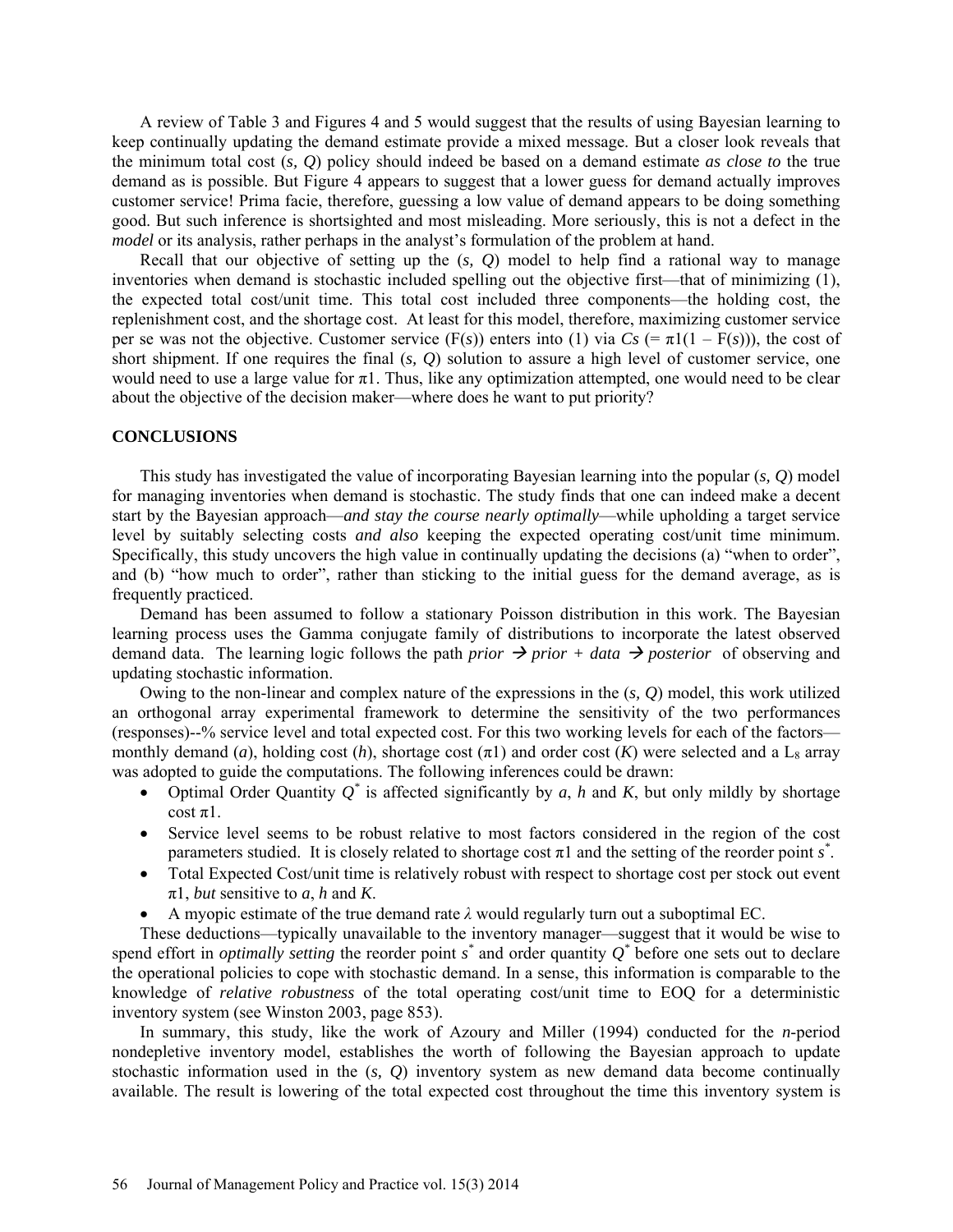A review of Table 3 and Figures 4 and 5 would suggest that the results of using Bayesian learning to keep continually updating the demand estimate provide a mixed message. But a closer look reveals that the minimum total cost ($s, Q$) policy should indeed be based on a demand estimate *as close to* the true demand as is possible. But Figure 4 appears to suggest that a lower guess for demand actually improves customer service! Prima facie, therefore, guessing a low value of demand appears to be doing something good. But such inference is shortsighted and most misleading. More seriously, this is not a defect in the *model* or its analysis, rather perhaps in the analyst's formulation of the problem at hand.

Recall that our objective of setting up the ($s, Q$) model to help find a rational way to manage inventories when demand is stochastic included spelling out the objective first—that of minimizing (1), the expected total cost/unit time. This total cost included three components—the holding cost, the replenishment cost, and the shortage cost. At least for this model, therefore, maximizing customer service per se was not the objective. Customer service ($F(s)$) enters into (1) via $Cs$ ($= \pi 1(1 - F(s))$), the cost of short shipment. If one requires the final ($s, Q$) solution to assure a high level of customer service, one would need to use a large value for $\pi 1$. Thus, like any optimization attempted, one would need to be clear about the objective of the decision maker—where does he want to put priority?

## CONCLUSIONS

This study has investigated the value of incorporating Bayesian learning into the popular ($s, Q$) model for managing inventories when demand is stochastic. The study finds that one can indeed make a decent start by the Bayesian approach—*and stay the course nearly optimally*—while upholding a target service level by suitably selecting costs *and also* keeping the expected operating cost/unit time minimum. Specifically, this study uncovers the high value in continually updating the decisions (a) "when to order", and (b) "how much to order", rather than sticking to the initial guess for the demand average, as is frequently practiced.

Demand has been assumed to follow a stationary Poisson distribution in this work. The Bayesian learning process uses the Gamma conjugate family of distributions to incorporate the latest observed demand data. The learning logic follows the path *prior* → *prior + data* → *posterior* of observing and updating stochastic information.

Owing to the non-linear and complex nature of the expressions in the ($s, Q$) model, this work utilized an orthogonal array experimental framework to determine the sensitivity of the two performances (responses)--% service level and total expected cost. For this two working levels for each of the factors—monthly demand ($a$), holding cost ($h$), shortage cost ($\pi 1$) and order cost ($K$) were selected and a $L_8$ array was adopted to guide the computations. The following inferences could be drawn:

- Optimal Order Quantity $Q^*$ is affected significantly by $a$, $h$ and $K$, but only mildly by shortage cost $\pi 1$.
- Service level seems to be robust relative to most factors considered in the region of the cost parameters studied. It is closely related to shortage cost $\pi 1$ and the setting of the reorder point $s^*$.
- Total Expected Cost/unit time is relatively robust with respect to shortage cost per stock out event $\pi 1$, *but* sensitive to $a$, $h$ and $K$.
- A myopic estimate of the true demand rate $\lambda$ would regularly turn out a suboptimal EC.

These deductions—typically unavailable to the inventory manager—suggest that it would be wise to spend effort in *optimally setting* the reorder point $s^*$ and order quantity $Q^*$ before one sets out to declare the operational policies to cope with stochastic demand. In a sense, this information is comparable to the knowledge of *relative robustness* of the total operating cost/unit time to EOQ for a deterministic inventory system (see Winston 2003, page 853).

In summary, this study, like the work of Azoury and Miller (1994) conducted for the $n$-period nondepletive inventory model, establishes the worth of following the Bayesian approach to update stochastic information used in the ($s, Q$) inventory system as new demand data become continually available. The result is lowering of the total expected cost throughout the time this inventory system is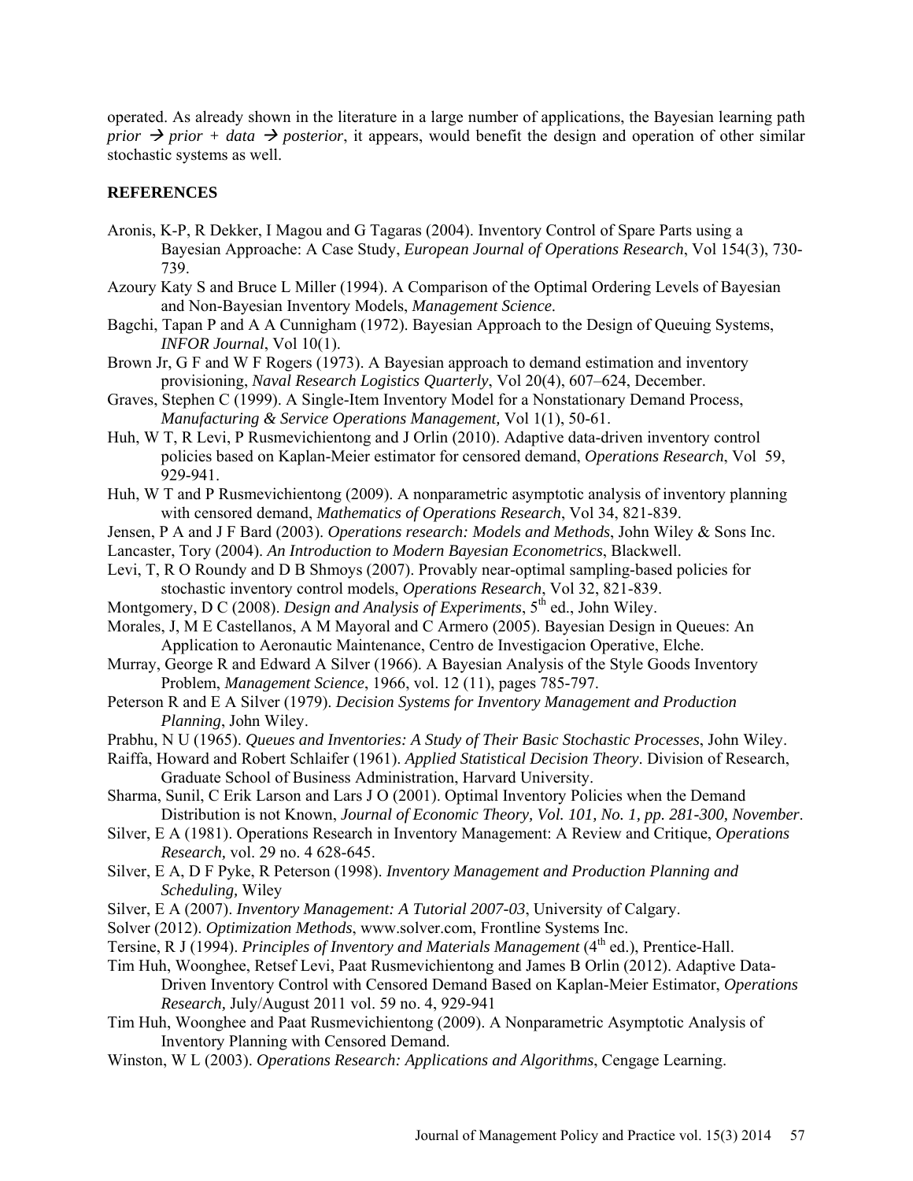operated. As already shown in the literature in a large number of applications, the Bayesian learning path *prior* → *prior + data* → *posterior*, it appears, would benefit the design and operation of other similar stochastic systems as well.

## REFERENCES

Aronis, K-P, R Dekker, I Magou and G Tagaras (2004). Inventory Control of Spare Parts using a Bayesian Approache: A Case Study, *European Journal of Operations Research*, Vol 154(3), 730-739.

Azoury Katy S and Bruce L Miller (1994). A Comparison of the Optimal Ordering Levels of Bayesian and Non-Bayesian Inventory Models, *Management Science*.

Bagchi, Tapan P and A A Cunnigham (1972). Bayesian Approach to the Design of Queuing Systems, *INFOR Journal*, Vol 10(1).

Brown Jr, G F and W F Rogers (1973). A Bayesian approach to demand estimation and inventory provisioning, *Naval Research Logistics Quarterly*, Vol 20(4), 607–624, December.

Graves, Stephen C (1999). A Single-Item Inventory Model for a Nonstationary Demand Process, *Manufacturing & Service Operations Management,* Vol 1(1), 50-61.

Huh, W T, R Levi, P Rusmevichientong and J Orlin (2010). Adaptive data-driven inventory control policies based on Kaplan-Meier estimator for censored demand, *Operations Research*, Vol 59, 929-941.

Huh, W T and P Rusmevichientong (2009). A nonparametric asymptotic analysis of inventory planning with censored demand, *Mathematics of Operations Research*, Vol 34, 821-839.

Jensen, P A and J F Bard (2003). *Operations research: Models and Methods*, John Wiley & Sons Inc.

Lancaster, Tory (2004). *An Introduction to Modern Bayesian Econometrics*, Blackwell.

Levi, T, R O Roundy and D B Shmoys (2007). Provably near-optimal sampling-based policies for stochastic inventory control models, *Operations Research*, Vol 32, 821-839.

Montgomery, D C (2008). *Design and Analysis of Experiments*, 5th ed., John Wiley.

Morales, J, M E Castellanos, A M Mayoral and C Armero (2005). Bayesian Design in Queues: An Application to Aeronautic Maintenance, Centro de Investigacion Operative, Elche.

Murray, George R and Edward A Silver (1966). A Bayesian Analysis of the Style Goods Inventory Problem, *Management Science*, 1966, vol. 12 (11), pages 785-797.

Peterson R and E A Silver (1979). *Decision Systems for Inventory Management and Production Planning*, John Wiley.

Prabhu, N U (1965). *Queues and Inventories: A Study of Their Basic Stochastic Processes*, John Wiley.

Raiffa, Howard and Robert Schlaifer (1961). *Applied Statistical Decision Theory*. Division of Research, Graduate School of Business Administration, Harvard University.

Sharma, Sunil, C Erik Larson and Lars J O (2001). Optimal Inventory Policies when the Demand Distribution is not Known, *Journal of Economic Theory, Vol. 101, No. 1, pp. 281-300, November*.

Silver, E A (1981). Operations Research in Inventory Management: A Review and Critique, *Operations Research,* vol. 29 no. 4 628-645.

Silver, E A, D F Pyke, R Peterson (1998). *Inventory Management and Production Planning and Scheduling,* Wiley

Silver, E A (2007). *Inventory Management: A Tutorial 2007-03*, University of Calgary.

Solver (2012). *Optimization Methods*, www.solver.com, Frontline Systems Inc.

Tersine, R J (1994). *Principles of Inventory and Materials Management* (4th ed.), Prentice-Hall.

Tim Huh, Woonghee, Retsef Levi, Paat Rusmevichientong and James B Orlin (2012). Adaptive Data-Driven Inventory Control with Censored Demand Based on Kaplan-Meier Estimator, *Operations Research,* July/August 2011 vol. 59 no. 4, 929-941

Tim Huh, Woonghee and Paat Rusmevichientong (2009). A Nonparametric Asymptotic Analysis of Inventory Planning with Censored Demand.

Winston, W L (2003). *Operations Research: Applications and Algorithms*, Cengage Learning.